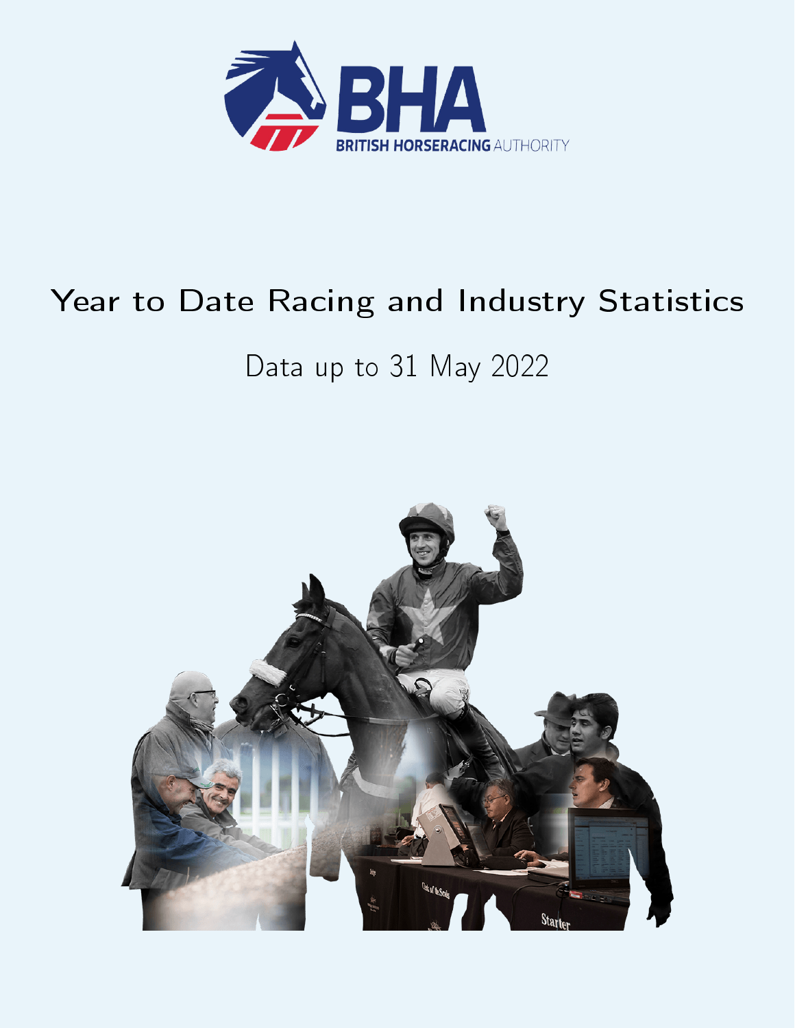BHA

BRITISH HORSERACING AUTHORITY

# Year to Date Racing and Industry Statistics

## Data up to 31 May 2022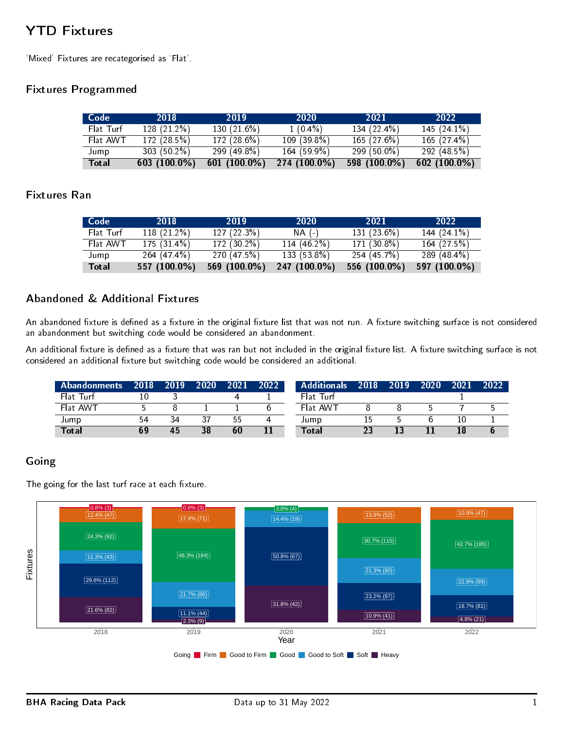# YTD Fixtures

'Mixed' Fixtures are recategorised as 'Flat'.

## Fixtures Programmed

| Code | 2018 | 2019 | 2020 | 2021 | 2022 |
|---|---|---|---|---|---|
| Flat Turf | 128 (21.2%) | 130 (21.6%) | 1 (0.4%) | 134 (22.4%) | 145 (24.1%) |
| Flat AWT | 172 (28.5%) | 172 (28.6%) | 109 (39.8%) | 165 (27.6%) | 165 (27.4%) |
| Jump | 303 (50.2%) | 299 (49.8%) | 164 (59.9%) | 299 (50.0%) | 292 (48.5%) |
| **Total** | **603 (100.0%)** | **601 (100.0%)** | **274 (100.0%)** | **598 (100.0%)** | **602 (100.0%)** |

## Fixtures Ran

| Code | 2018 | 2019 | 2020 | 2021 | 2022 |
|---|---|---|---|---|---|
| Flat Turf | 118 (21.2%) | 127 (22.3%) | NA (-) | 131 (23.6%) | 144 (24.1%) |
| Flat AWT | 175 (31.4%) | 172 (30.2%) | 114 (46.2%) | 171 (30.8%) | 164 (27.5%) |
| Jump | 264 (47.4%) | 270 (47.5%) | 133 (53.8%) | 254 (45.7%) | 289 (48.4%) |
| **Total** | **557 (100.0%)** | **569 (100.0%)** | **247 (100.0%)** | **556 (100.0%)** | **597 (100.0%)** |

## Abandoned & Additional Fixtures

An abandoned fixture is defined as a fixture in the original fixture list that was not run. A fixture switching surface is not considered an abandonment but switching code would be considered an abandonment.

An additional fixture is defined as a fixture that was ran but not included in the original fixture list. A fixture switching surface is not considered an additional fixture but switching code would be considered an additional.

| Abandonments | 2018 | 2019 | 2020 | 2021 | 2022 |
|---|---|---|---|---|---|
| Flat Turf | 10 | 3 | | 4 | 1 |
| Flat AWT | 5 | 8 | 1 | 1 | 6 |
| Jump | 54 | 34 | 37 | 55 | 4 |
| **Total** | **69** | **45** | **38** | **60** | **11** |

| Additionals | 2018 | 2019 | 2020 | 2021 | 2022 |
|---|---|---|---|---|---|
| Flat Turf | | | | 1 | |
| Flat AWT | 8 | 8 | 5 | 7 | 5 |
| Jump | 15 | 5 | 6 | 10 | 1 |
| **Total** | **23** | **13** | **11** | **18** | **6** |

## Going

The going for the last turf race at each fixture.

| Going | 2018 | 2019 | 2020 | 2021 | 2022 |
|---|---|---|---|---|---|
| Firm | 0.8% (3) | 0.8% (3) | | | |
| Good to Firm | 12.4% (47) | 17.9% (71) | | 13.9% (52) | 10.9% (47) |
| Good | 24.3% (92) | 46.3% (184) | 3.0% (4) | 30.7% (115) | 42.7% (185) |
| Good to Soft | 11.3% (43) | 21.7% (86) | 14.4% (19) | 21.3% (80) | 22.9% (99) |
| Soft | 29.6% (112) | 11.1% (44) | 50.8% (67) | 23.2% (87) | 18.7% (81) |
| Heavy | 21.6% (82) | 2.3% (9) | 31.8% (42) | 10.9% (41) | 4.8% (21) |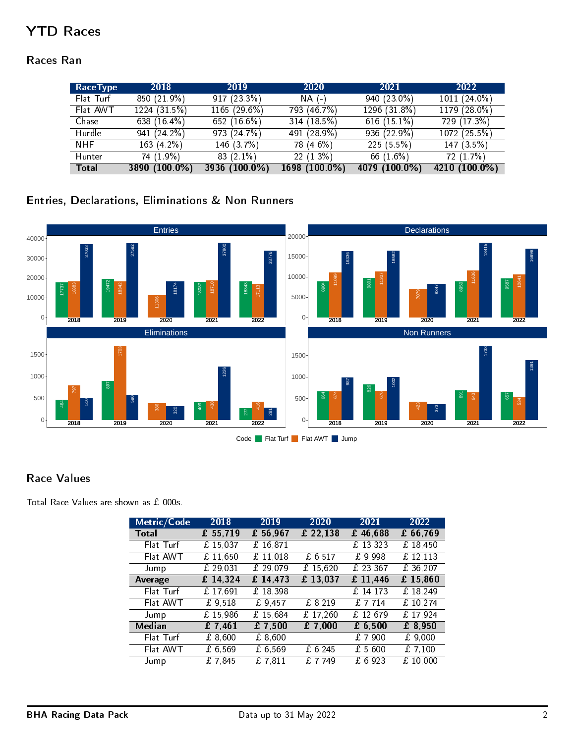# YTD Races

## Races Ran

| RaceType | 2018 | 2019 | 2020 | 2021 | 2022 |
|---|---|---|---|---|---|
| Flat Turf | 850 (21.9%) | 917 (23.3%) | NA (-) | 940 (23.0%) | 1011 (24.0%) |
| Flat AWT | 1224 (31.5%) | 1165 (29.6%) | 793 (46.7%) | 1296 (31.8%) | 1179 (28.0%) |
| Chase | 638 (16.4%) | 652 (16.6%) | 314 (18.5%) | 616 (15.1%) | 729 (17.3%) |
| Hurdle | 941 (24.2%) | 973 (24.7%) | 491 (28.9%) | 936 (22.9%) | 1072 (25.5%) |
| NHF | 163 (4.2%) | 146 (3.7%) | 78 (4.6%) | 225 (5.5%) | 147 (3.5%) |
| Hunter | 74 (1.9%) | 83 (2.1%) | 22 (1.3%) | 66 (1.6%) | 72 (1.7%) |
| **Total** | **3890 (100.0%)** | **3936 (100.0%)** | **1698 (100.0%)** | **4079 (100.0%)** | **4210 (100.0%)** |

## Entries, Declarations, Eliminations & Non Runners

**Entries**

| Code | 2018 | 2019 | 2020 | 2021 | 2022 |
|---|---|---|---|---|---|
| Flat Turf | 17737 | 19472 | | 18087 | 18343 |
| Flat AWT | 18383 | 18342 | 11306 | 18710 | 17113 |
| Jump | 37033 | 37582 | 18174 | 37800 | 33776 |

**Declarations**

| Code | 2018 | 2019 | 2020 | 2021 | 2022 |
|---|---|---|---|---|---|
| Flat Turf | 8904 | 9801 | | 8950 | 9587 |
| Flat AWT | 11099 | 11307 | 7079 | 11636 | 10641 |
| Jump | 16336 | 16562 | 8347 | 18415 | 16998 |

**Eliminations**

| Code | 2018 | 2019 | 2020 | 2021 | 2022 |
|---|---|---|---|---|---|
| Flat Turf | 464 | 897 | | 409 | 277 |
| Flat AWT | 797 | 1703 | 386 | 438 | 416 |
| Jump | 510 | 580 | 320 | 1226 | 281 |

**Non Runners**

| Code | 2018 | 2019 | 2020 | 2021 | 2022 |
|---|---|---|---|---|---|
| Flat Turf | 664 | 826 | | 691 | 657 |
| Flat AWT | 674 | 676 | 423 | 643 | 534 |
| Jump | 987 | 1002 | 373 | 1733 | 1391 |

## Race Values

Total Race Values are shown as £ 000s.

| Metric/Code | 2018 | 2019 | 2020 | 2021 | 2022 |
|---|---|---|---|---|---|
| **Total** | **£ 55,719** | **£ 56,967** | **£ 22,138** | **£ 46,688** | **£ 66,769** |
| Flat Turf | £ 15,037 | £ 16,871 | | £ 13,323 | £ 18,450 |
| Flat AWT | £ 11,650 | £ 11,018 | £ 6,517 | £ 9,998 | £ 12,113 |
| Jump | £ 29,031 | £ 29,079 | £ 15,620 | £ 23,367 | £ 36,207 |
| **Average** | **£ 14,324** | **£ 14,473** | **£ 13,037** | **£ 11,446** | **£ 15,860** |
| Flat Turf | £ 17,691 | £ 18,398 | | £ 14,173 | £ 18,249 |
| Flat AWT | £ 9,518 | £ 9,457 | £ 8,219 | £ 7,714 | £ 10,274 |
| Jump | £ 15,986 | £ 15,684 | £ 17,260 | £ 12,679 | £ 17,924 |
| **Median** | **£ 7,461** | **£ 7,500** | **£ 7,000** | **£ 6,500** | **£ 8,950** |
| Flat Turf | £ 8,600 | £ 8,600 | | £ 7,900 | £ 9,000 |
| Flat AWT | £ 6,569 | £ 6,569 | £ 6,245 | £ 5,600 | £ 7,100 |
| Jump | £ 7,845 | £ 7,811 | £ 7,749 | £ 6,923 | £ 10,000 |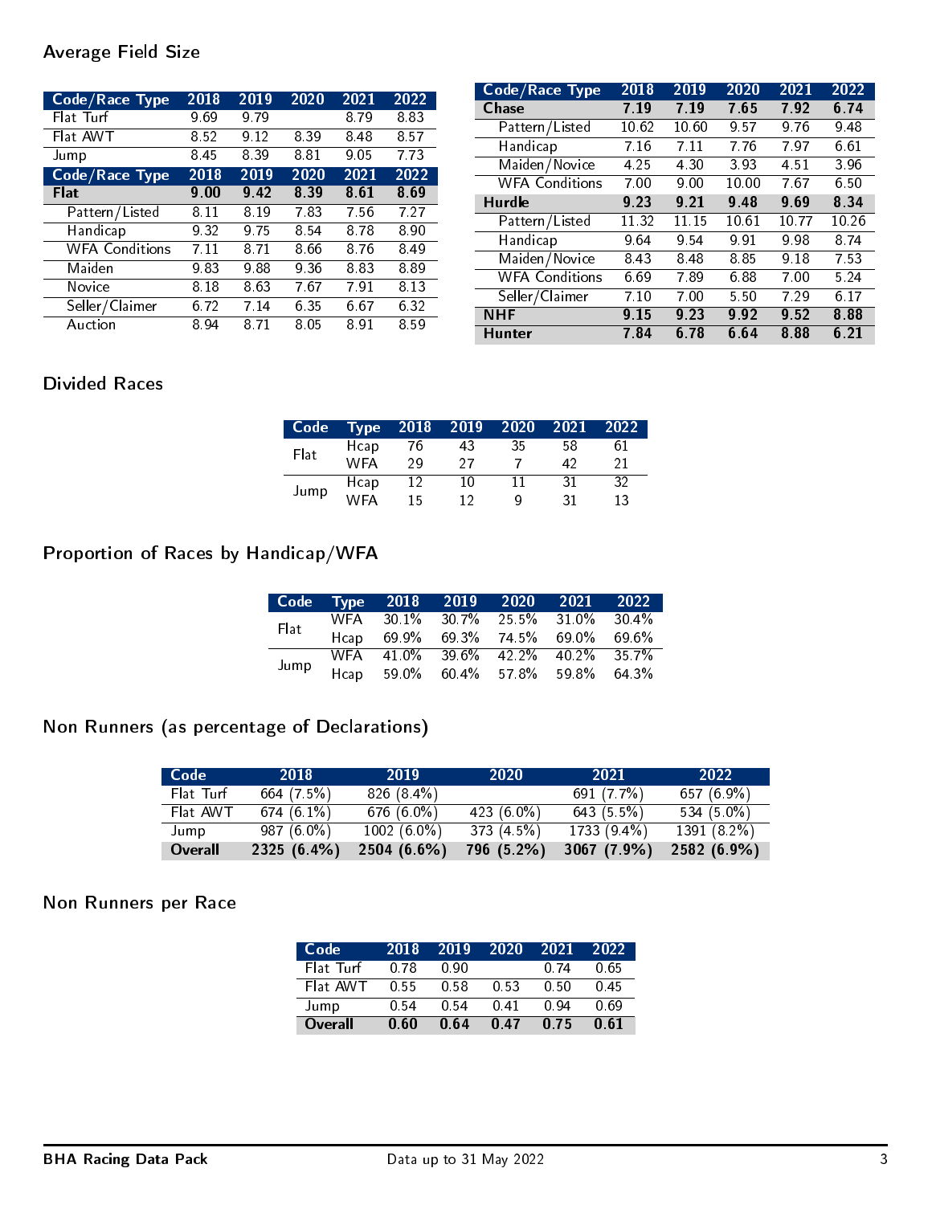## Average Field Size

| Code/Race Type | 2018 | 2019 | 2020 | 2021 | 2022 |
|---|---|---|---|---|---|
| Flat Turf | 9.69 | 9.79 | | 8.79 | 8.83 |
| Flat AWT | 8.52 | 9.12 | 8.39 | 8.48 | 8.57 |
| Jump | 8.45 | 8.39 | 8.81 | 9.05 | 7.73 |

| Code/Race Type | 2018 | 2019 | 2020 | 2021 | 2022 |
|---|---|---|---|---|---|
| **Flat** | **9.00** | **9.42** | **8.39** | **8.61** | **8.69** |
| Pattern/Listed | 8.11 | 8.19 | 7.83 | 7.56 | 7.27 |
| Handicap | 9.32 | 9.75 | 8.54 | 8.78 | 8.90 |
| WFA Conditions | 7.11 | 8.71 | 8.66 | 8.76 | 8.49 |
| Maiden | 9.83 | 9.88 | 9.36 | 8.83 | 8.89 |
| Novice | 8.18 | 8.63 | 7.67 | 7.91 | 8.13 |
| Seller/Claimer | 6.72 | 7.14 | 6.35 | 6.67 | 6.32 |
| Auction | 8.94 | 8.71 | 8.05 | 8.91 | 8.59 |

| Code/Race Type | 2018 | 2019 | 2020 | 2021 | 2022 |
|---|---|---|---|---|---|
| **Chase** | **7.19** | **7.19** | **7.65** | **7.92** | **6.74** |
| Pattern/Listed | 10.62 | 10.60 | 9.57 | 9.76 | 9.48 |
| Handicap | 7.16 | 7.11 | 7.76 | 7.97 | 6.61 |
| Maiden/Novice | 4.25 | 4.30 | 3.93 | 4.51 | 3.96 |
| WFA Conditions | 7.00 | 9.00 | 10.00 | 7.67 | 6.50 |
| **Hurdle** | **9.23** | **9.21** | **9.48** | **9.69** | **8.34** |
| Pattern/Listed | 11.32 | 11.15 | 10.61 | 10.77 | 10.26 |
| Handicap | 9.64 | 9.54 | 9.91 | 9.98 | 8.74 |
| Maiden/Novice | 8.43 | 8.48 | 8.85 | 9.18 | 7.53 |
| WFA Conditions | 6.69 | 7.89 | 6.88 | 7.00 | 5.24 |
| Seller/Claimer | 7.10 | 7.00 | 5.50 | 7.29 | 6.17 |
| **NHF** | **9.15** | **9.23** | **9.92** | **9.52** | **8.88** |
| **Hunter** | **7.84** | **6.78** | **6.64** | **8.88** | **6.21** |

## Divided Races

| Code | Type | 2018 | 2019 | 2020 | 2021 | 2022 |
|---|---|---|---|---|---|---|
| Flat | Hcap | 76 | 43 | 35 | 58 | 61 |
| | WFA | 29 | 27 | 7 | 42 | 21 |
| Jump | Hcap | 12 | 10 | 11 | 31 | 32 |
| | WFA | 15 | 12 | 9 | 31 | 13 |

## Proportion of Races by Handicap/WFA

| Code | Type | 2018 | 2019 | 2020 | 2021 | 2022 |
|---|---|---|---|---|---|---|
| Flat | WFA | 30.1% | 30.7% | 25.5% | 31.0% | 30.4% |
| | Hcap | 69.9% | 69.3% | 74.5% | 69.0% | 69.6% |
| Jump | WFA | 41.0% | 39.6% | 42.2% | 40.2% | 35.7% |
| | Hcap | 59.0% | 60.4% | 57.8% | 59.8% | 64.3% |

## Non Runners (as percentage of Declarations)

| Code | 2018 | 2019 | 2020 | 2021 | 2022 |
|---|---|---|---|---|---|
| Flat Turf | 664 (7.5%) | 826 (8.4%) | | 691 (7.7%) | 657 (6.9%) |
| Flat AWT | 674 (6.1%) | 676 (6.0%) | 423 (6.0%) | 643 (5.5%) | 534 (5.0%) |
| Jump | 987 (6.0%) | 1002 (6.0%) | 373 (4.5%) | 1733 (9.4%) | 1391 (8.2%) |
| **Overall** | **2325 (6.4%)** | **2504 (6.6%)** | **796 (5.2%)** | **3067 (7.9%)** | **2582 (6.9%)** |

## Non Runners per Race

| Code | 2018 | 2019 | 2020 | 2021 | 2022 |
|---|---|---|---|---|---|
| Flat Turf | 0.78 | 0.90 | | 0.74 | 0.65 |
| Flat AWT | 0.55 | 0.58 | 0.53 | 0.50 | 0.45 |
| Jump | 0.54 | 0.54 | 0.41 | 0.94 | 0.69 |
| **Overall** | **0.60** | **0.64** | **0.47** | **0.75** | **0.61** |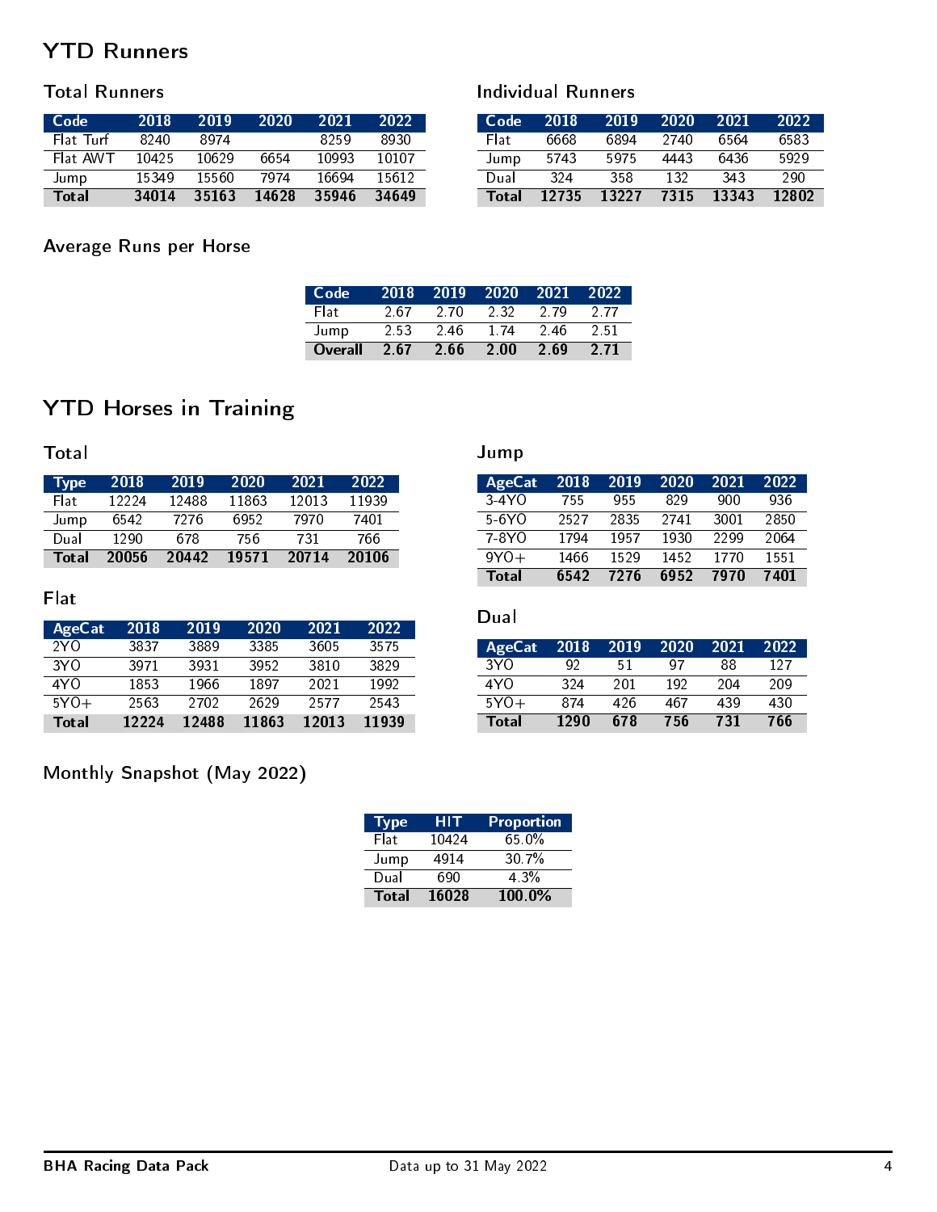# YTD Runners

## Total Runners

| Code | 2018 | 2019 | 2020 | 2021 | 2022 |
|---|---|---|---|---|---|
| Flat Turf | 8240 | 8974 | | 8259 | 8930 |
| Flat AWT | 10425 | 10629 | 6654 | 10993 | 10107 |
| Jump | 15349 | 15560 | 7974 | 16694 | 15612 |
| **Total** | **34014** | **35163** | **14628** | **35946** | **34649** |

## Individual Runners

| Code | 2018 | 2019 | 2020 | 2021 | 2022 |
|---|---|---|---|---|---|
| Flat | 6668 | 6894 | 2740 | 6564 | 6583 |
| Jump | 5743 | 5975 | 4443 | 6436 | 5929 |
| Dual | 324 | 358 | 132 | 343 | 290 |
| **Total** | **12735** | **13227** | **7315** | **13343** | **12802** |

## Average Runs per Horse

| Code | 2018 | 2019 | 2020 | 2021 | 2022 |
|---|---|---|---|---|---|
| Flat | 2.67 | 2.70 | 2.32 | 2.79 | 2.77 |
| Jump | 2.53 | 2.46 | 1.74 | 2.46 | 2.51 |
| **Overall** | **2.67** | **2.66** | **2.00** | **2.69** | **2.71** |

# YTD Horses in Training

## Total

| Type | 2018 | 2019 | 2020 | 2021 | 2022 |
|---|---|---|---|---|---|
| Flat | 12224 | 12488 | 11863 | 12013 | 11939 |
| Jump | 6542 | 7276 | 6952 | 7970 | 7401 |
| Dual | 1290 | 678 | 756 | 731 | 766 |
| **Total** | **20056** | **20442** | **19571** | **20714** | **20106** |

## Flat

| AgeCat | 2018 | 2019 | 2020 | 2021 | 2022 |
|---|---|---|---|---|---|
| 2YO | 3837 | 3889 | 3385 | 3605 | 3575 |
| 3YO | 3971 | 3931 | 3952 | 3810 | 3829 |
| 4YO | 1853 | 1966 | 1897 | 2021 | 1992 |
| 5YO+ | 2563 | 2702 | 2629 | 2577 | 2543 |
| **Total** | **12224** | **12488** | **11863** | **12013** | **11939** |

## Jump

| AgeCat | 2018 | 2019 | 2020 | 2021 | 2022 |
|---|---|---|---|---|---|
| 3-4YO | 755 | 955 | 829 | 900 | 936 |
| 5-6YO | 2527 | 2835 | 2741 | 3001 | 2850 |
| 7-8YO | 1794 | 1957 | 1930 | 2299 | 2064 |
| 9YO+ | 1466 | 1529 | 1452 | 1770 | 1551 |
| **Total** | **6542** | **7276** | **6952** | **7970** | **7401** |

## Dual

| AgeCat | 2018 | 2019 | 2020 | 2021 | 2022 |
|---|---|---|---|---|---|
| 3YO | 92 | 51 | 97 | 88 | 127 |
| 4YO | 324 | 201 | 192 | 204 | 209 |
| 5YO+ | 874 | 426 | 467 | 439 | 430 |
| **Total** | **1290** | **678** | **756** | **731** | **766** |

## Monthly Snapshot (May 2022)

| Type | HIT | Proportion |
|---|---|---|
| Flat | 10424 | 65.0% |
| Jump | 4914 | 30.7% |
| Dual | 690 | 4.3% |
| **Total** | **16028** | **100.0%** |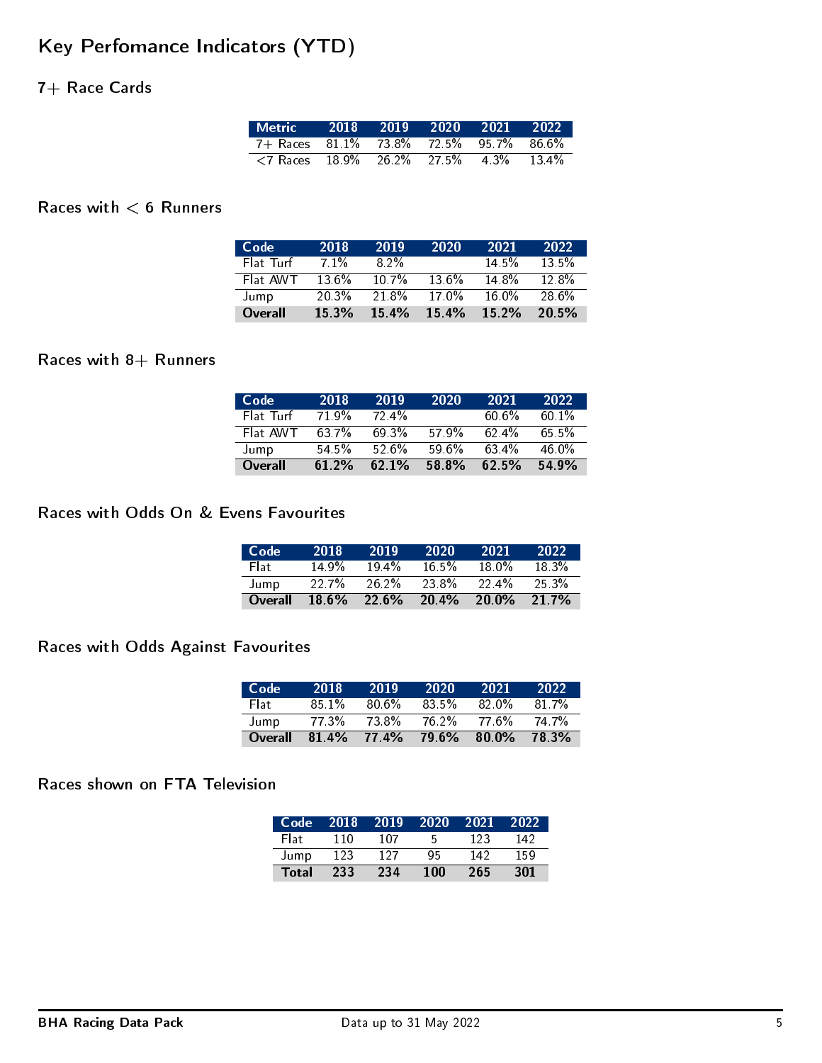# Key Perfomance Indicators (YTD)

## 7+ Race Cards

| Metric | 2018 | 2019 | 2020 | 2021 | 2022 |
|---|---|---|---|---|---|
| 7+ Races | 81.1% | 73.8% | 72.5% | 95.7% | 86.6% |
| <7 Races | 18.9% | 26.2% | 27.5% | 4.3% | 13.4% |

## Races with < 6 Runners

| Code | 2018 | 2019 | 2020 | 2021 | 2022 |
|---|---|---|---|---|---|
| Flat Turf | 7.1% | 8.2% | | 14.5% | 13.5% |
| Flat AWT | 13.6% | 10.7% | 13.6% | 14.8% | 12.8% |
| Jump | 20.3% | 21.8% | 17.0% | 16.0% | 28.6% |
| **Overall** | **15.3%** | **15.4%** | **15.4%** | **15.2%** | **20.5%** |

## Races with 8+ Runners

| Code | 2018 | 2019 | 2020 | 2021 | 2022 |
|---|---|---|---|---|---|
| Flat Turf | 71.9% | 72.4% | | 60.6% | 60.1% |
| Flat AWT | 63.7% | 69.3% | 57.9% | 62.4% | 65.5% |
| Jump | 54.5% | 52.6% | 59.6% | 63.4% | 46.0% |
| **Overall** | **61.2%** | **62.1%** | **58.8%** | **62.5%** | **54.9%** |

## Races with Odds On & Evens Favourites

| Code | 2018 | 2019 | 2020 | 2021 | 2022 |
|---|---|---|---|---|---|
| Flat | 14.9% | 19.4% | 16.5% | 18.0% | 18.3% |
| Jump | 22.7% | 26.2% | 23.8% | 22.4% | 25.3% |
| **Overall** | **18.6%** | **22.6%** | **20.4%** | **20.0%** | **21.7%** |

## Races with Odds Against Favourites

| Code | 2018 | 2019 | 2020 | 2021 | 2022 |
|---|---|---|---|---|---|
| Flat | 85.1% | 80.6% | 83.5% | 82.0% | 81.7% |
| Jump | 77.3% | 73.8% | 76.2% | 77.6% | 74.7% |
| **Overall** | **81.4%** | **77.4%** | **79.6%** | **80.0%** | **78.3%** |

## Races shown on FTA Television

| Code | 2018 | 2019 | 2020 | 2021 | 2022 |
|---|---|---|---|---|---|
| Flat | 110 | 107 | 5 | 123 | 142 |
| Jump | 123 | 127 | 95 | 142 | 159 |
| **Total** | **233** | **234** | **100** | **265** | **301** |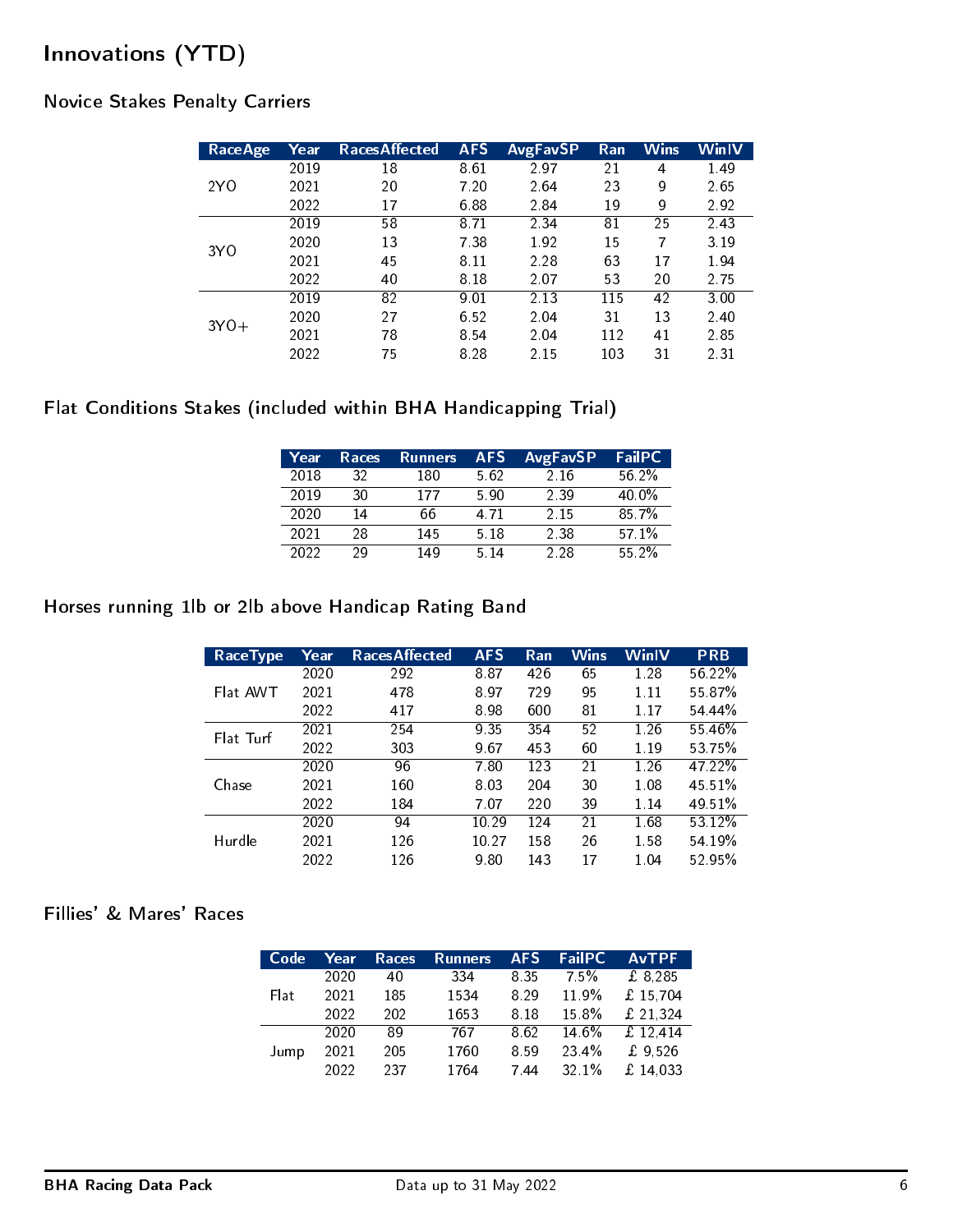## Innovations (YTD)

### Novice Stakes Penalty Carriers

| RaceAge | Year | RacesAffected | AFS | AvgFavSP | Ran | Wins | WinIV |
|---|---|---|---|---|---|---|---|
| 2YO | 2019 | 18 | 8.61 | 2.97 | 21 | 4 | 1.49 |
| | 2021 | 20 | 7.20 | 2.64 | 23 | 9 | 2.65 |
| | 2022 | 17 | 6.88 | 2.84 | 19 | 9 | 2.92 |
| 3YO | 2019 | 58 | 8.71 | 2.34 | 81 | 25 | 2.43 |
| | 2020 | 13 | 7.38 | 1.92 | 15 | 7 | 3.19 |
| | 2021 | 45 | 8.11 | 2.28 | 63 | 17 | 1.94 |
| | 2022 | 40 | 8.18 | 2.07 | 53 | 20 | 2.75 |
| 3YO+ | 2019 | 82 | 9.01 | 2.13 | 115 | 42 | 3.00 |
| | 2020 | 27 | 6.52 | 2.04 | 31 | 13 | 2.40 |
| | 2021 | 78 | 8.54 | 2.04 | 112 | 41 | 2.85 |
| | 2022 | 75 | 8.28 | 2.15 | 103 | 31 | 2.31 |

### Flat Conditions Stakes (included within BHA Handicapping Trial)

| Year | Races | Runners | AFS | AvgFavSP | FailPC |
|---|---|---|---|---|---|
| 2018 | 32 | 180 | 5.62 | 2.16 | 56.2% |
| 2019 | 30 | 177 | 5.90 | 2.39 | 40.0% |
| 2020 | 14 | 66 | 4.71 | 2.15 | 85.7% |
| 2021 | 28 | 145 | 5.18 | 2.38 | 57.1% |
| 2022 | 29 | 149 | 5.14 | 2.28 | 55.2% |

### Horses running 1lb or 2lb above Handicap Rating Band

| RaceType | Year | RacesAffected | AFS | Ran | Wins | WinIV | PRB |
|---|---|---|---|---|---|---|---|
| Flat AWT | 2020 | 292 | 8.87 | 426 | 65 | 1.28 | 56.22% |
| | 2021 | 478 | 8.97 | 729 | 95 | 1.11 | 55.87% |
| | 2022 | 417 | 8.98 | 600 | 81 | 1.17 | 54.44% |
| Flat Turf | 2021 | 254 | 9.35 | 354 | 52 | 1.26 | 55.46% |
| | 2022 | 303 | 9.67 | 453 | 60 | 1.19 | 53.75% |
| Chase | 2020 | 96 | 7.80 | 123 | 21 | 1.26 | 47.22% |
| | 2021 | 160 | 8.03 | 204 | 30 | 1.08 | 45.51% |
| | 2022 | 184 | 7.07 | 220 | 39 | 1.14 | 49.51% |
| Hurdle | 2020 | 94 | 10.29 | 124 | 21 | 1.68 | 53.12% |
| | 2021 | 126 | 10.27 | 158 | 26 | 1.58 | 54.19% |
| | 2022 | 126 | 9.80 | 143 | 17 | 1.04 | 52.95% |

### Fillies' & Mares' Races

| Code | Year | Races | Runners | AFS | FailPC | AvTPF |
|---|---|---|---|---|---|---|
| Flat | 2020 | 40 | 334 | 8.35 | 7.5% | £ 8,285 |
| | 2021 | 185 | 1534 | 8.29 | 11.9% | £ 15,704 |
| | 2022 | 202 | 1653 | 8.18 | 15.8% | £ 21,324 |
| Jump | 2020 | 89 | 767 | 8.62 | 14.6% | £ 12,414 |
| | 2021 | 205 | 1760 | 8.59 | 23.4% | £ 9,526 |
| | 2022 | 237 | 1764 | 7.44 | 32.1% | £ 14,033 |